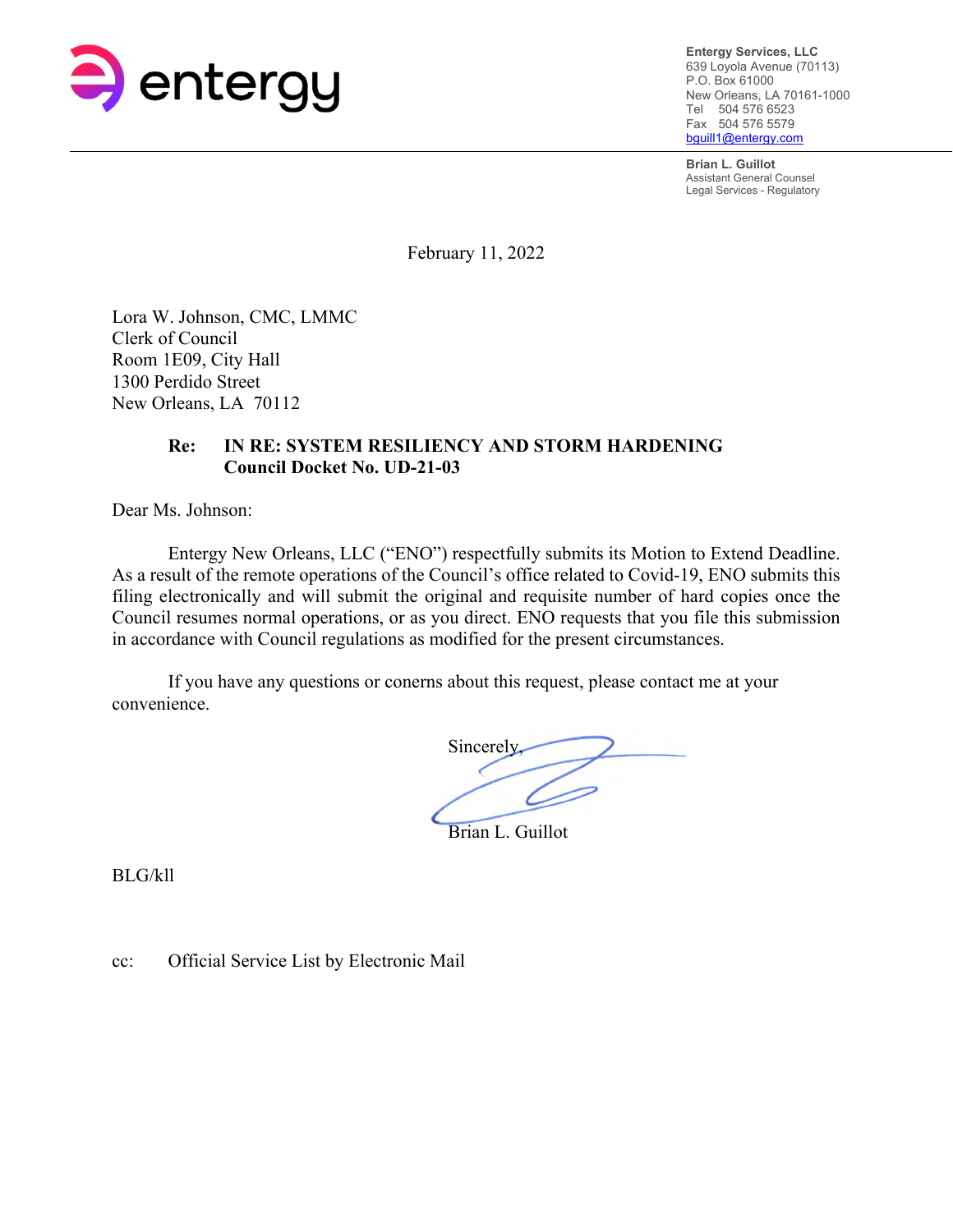entergy

**Entergy Services, LLC**
639 Loyola Avenue (70113)
P.O. Box 61000
New Orleans, LA 70161-1000
Tel 504 576 6523
Fax 504 576 5579
bguill1@entergy.com

**Brian L. Guillot**
Assistant General Counsel
Legal Services - Regulatory

February 11, 2022

Lora W. Johnson, CMC, LMMC
Clerk of Council
Room 1E09, City Hall
1300 Perdido Street
New Orleans, LA 70112

**Re: IN RE: SYSTEM RESILIENCY AND STORM HARDENING**
**Council Docket No. UD-21-03**

Dear Ms. Johnson:

Entergy New Orleans, LLC ("ENO") respectfully submits its Motion to Extend Deadline. As a result of the remote operations of the Council's office related to Covid-19, ENO submits this filing electronically and will submit the original and requisite number of hard copies once the Council resumes normal operations, or as you direct. ENO requests that you file this submission in accordance with Council regulations as modified for the present circumstances.

If you have any questions or conerns about this request, please contact me at your convenience.

Sincerely,

Brian L. Guillot

BLG/kll

cc: Official Service List by Electronic Mail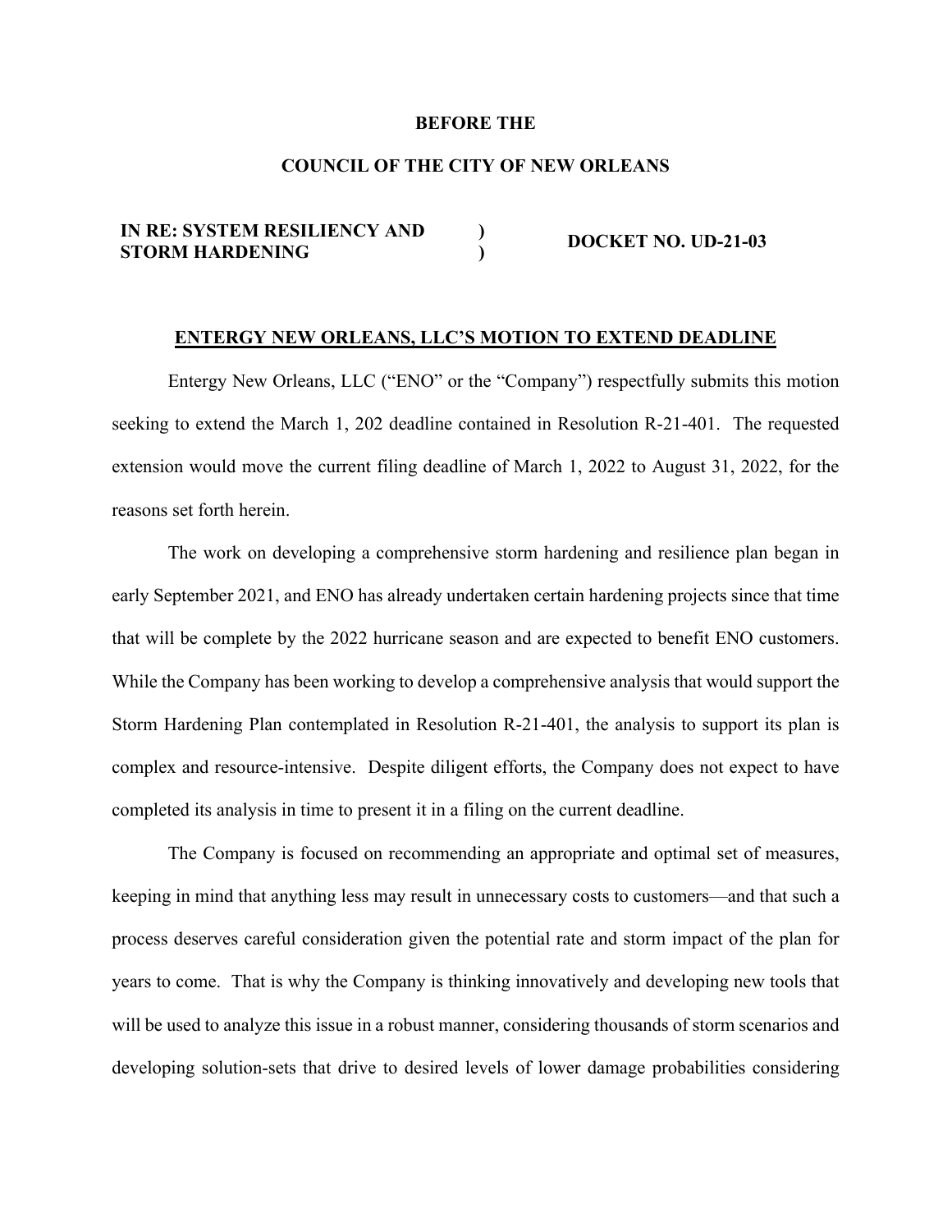**BEFORE THE**

**COUNCIL OF THE CITY OF NEW ORLEANS**

| **IN RE: SYSTEM RESILIENCY AND STORM HARDENING** | **)** **)** | **DOCKET NO. UD-21-03** |
|---|---|---|

## ENTERGY NEW ORLEANS, LLC'S MOTION TO EXTEND DEADLINE

Entergy New Orleans, LLC ("ENO" or the "Company") respectfully submits this motion seeking to extend the March 1, 202 deadline contained in Resolution R-21-401. The requested extension would move the current filing deadline of March 1, 2022 to August 31, 2022, for the reasons set forth herein.

The work on developing a comprehensive storm hardening and resilience plan began in early September 2021, and ENO has already undertaken certain hardening projects since that time that will be complete by the 2022 hurricane season and are expected to benefit ENO customers. While the Company has been working to develop a comprehensive analysis that would support the Storm Hardening Plan contemplated in Resolution R-21-401, the analysis to support its plan is complex and resource-intensive. Despite diligent efforts, the Company does not expect to have completed its analysis in time to present it in a filing on the current deadline.

The Company is focused on recommending an appropriate and optimal set of measures, keeping in mind that anything less may result in unnecessary costs to customers—and that such a process deserves careful consideration given the potential rate and storm impact of the plan for years to come. That is why the Company is thinking innovatively and developing new tools that will be used to analyze this issue in a robust manner, considering thousands of storm scenarios and developing solution-sets that drive to desired levels of lower damage probabilities considering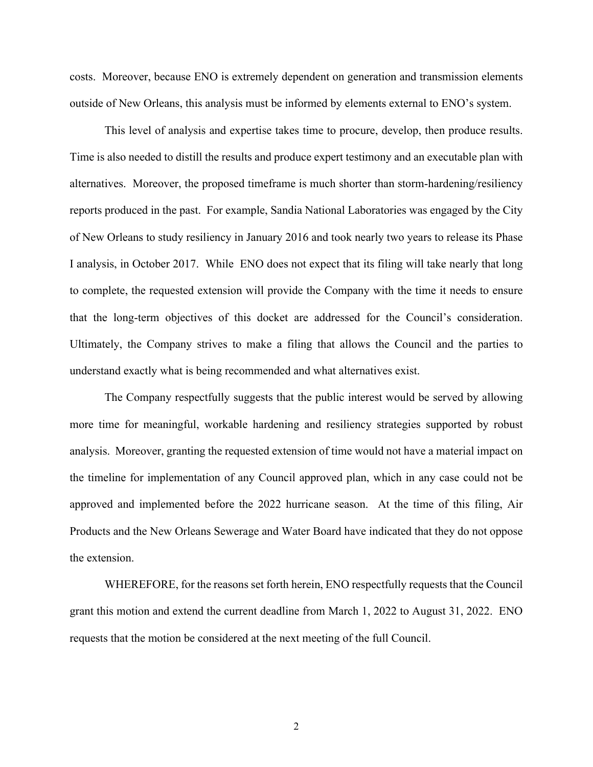costs. Moreover, because ENO is extremely dependent on generation and transmission elements outside of New Orleans, this analysis must be informed by elements external to ENO's system.

This level of analysis and expertise takes time to procure, develop, then produce results. Time is also needed to distill the results and produce expert testimony and an executable plan with alternatives. Moreover, the proposed timeframe is much shorter than storm-hardening/resiliency reports produced in the past. For example, Sandia National Laboratories was engaged by the City of New Orleans to study resiliency in January 2016 and took nearly two years to release its Phase I analysis, in October 2017. While ENO does not expect that its filing will take nearly that long to complete, the requested extension will provide the Company with the time it needs to ensure that the long-term objectives of this docket are addressed for the Council's consideration. Ultimately, the Company strives to make a filing that allows the Council and the parties to understand exactly what is being recommended and what alternatives exist.

The Company respectfully suggests that the public interest would be served by allowing more time for meaningful, workable hardening and resiliency strategies supported by robust analysis. Moreover, granting the requested extension of time would not have a material impact on the timeline for implementation of any Council approved plan, which in any case could not be approved and implemented before the 2022 hurricane season. At the time of this filing, Air Products and the New Orleans Sewerage and Water Board have indicated that they do not oppose the extension.

WHEREFORE, for the reasons set forth herein, ENO respectfully requests that the Council grant this motion and extend the current deadline from March 1, 2022 to August 31, 2022. ENO requests that the motion be considered at the next meeting of the full Council.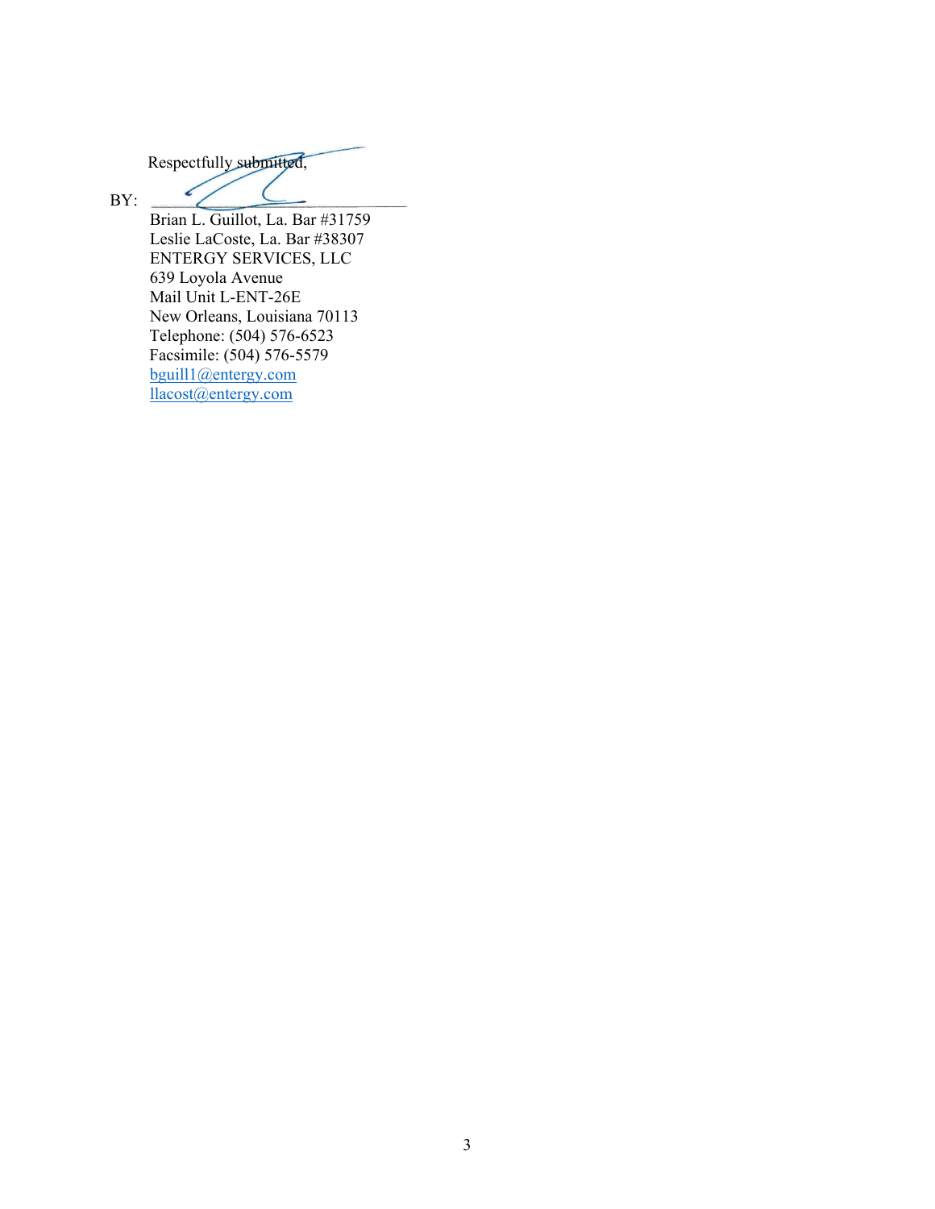Respectfully submitted,

BY: ______________________________

Brian L. Guillot, La. Bar #31759
Leslie LaCoste, La. Bar #38307
ENTERGY SERVICES, LLC
639 Loyola Avenue
Mail Unit L-ENT-26E
New Orleans, Louisiana 70113
Telephone: (504) 576-6523
Facsimile: (504) 576-5579
bguill1@entergy.com
llacost@entergy.com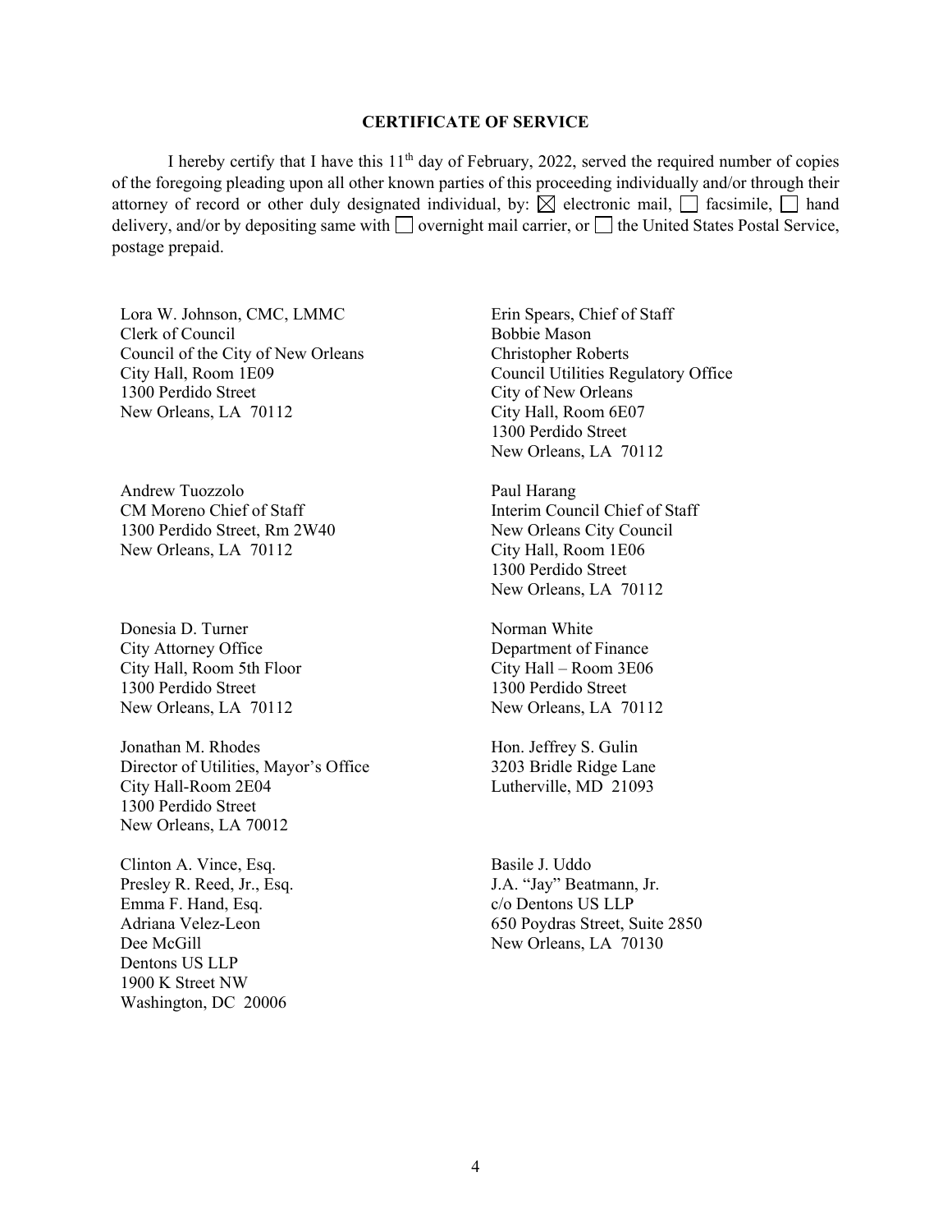## CERTIFICATE OF SERVICE

I hereby certify that I have this 11th day of February, 2022, served the required number of copies of the foregoing pleading upon all other known parties of this proceeding individually and/or through their attorney of record or other duly designated individual, by: ☒ electronic mail, ☐ facsimile, ☐ hand delivery, and/or by depositing same with ☐ overnight mail carrier, or ☐ the United States Postal Service, postage prepaid.

Lora W. Johnson, CMC, LMMC
Clerk of Council
Council of the City of New Orleans
City Hall, Room 1E09
1300 Perdido Street
New Orleans, LA 70112

Erin Spears, Chief of Staff
Bobbie Mason
Christopher Roberts
Council Utilities Regulatory Office
City of New Orleans
City Hall, Room 6E07
1300 Perdido Street
New Orleans, LA 70112

Andrew Tuozzolo
CM Moreno Chief of Staff
1300 Perdido Street, Rm 2W40
New Orleans, LA 70112

Paul Harang
Interim Council Chief of Staff
New Orleans City Council
City Hall, Room 1E06
1300 Perdido Street
New Orleans, LA 70112

Donesia D. Turner
City Attorney Office
City Hall, Room 5th Floor
1300 Perdido Street
New Orleans, LA 70112

Norman White
Department of Finance
City Hall – Room 3E06
1300 Perdido Street
New Orleans, LA 70112

Jonathan M. Rhodes
Director of Utilities, Mayor's Office
City Hall-Room 2E04
1300 Perdido Street
New Orleans, LA 70012

Hon. Jeffrey S. Gulin
3203 Bridle Ridge Lane
Lutherville, MD 21093

Clinton A. Vince, Esq.
Presley R. Reed, Jr., Esq.
Emma F. Hand, Esq.
Adriana Velez-Leon
Dee McGill
Dentons US LLP
1900 K Street NW
Washington, DC 20006

Basile J. Uddo
J.A. "Jay" Beatmann, Jr.
c/o Dentons US LLP
650 Poydras Street, Suite 2850
New Orleans, LA 70130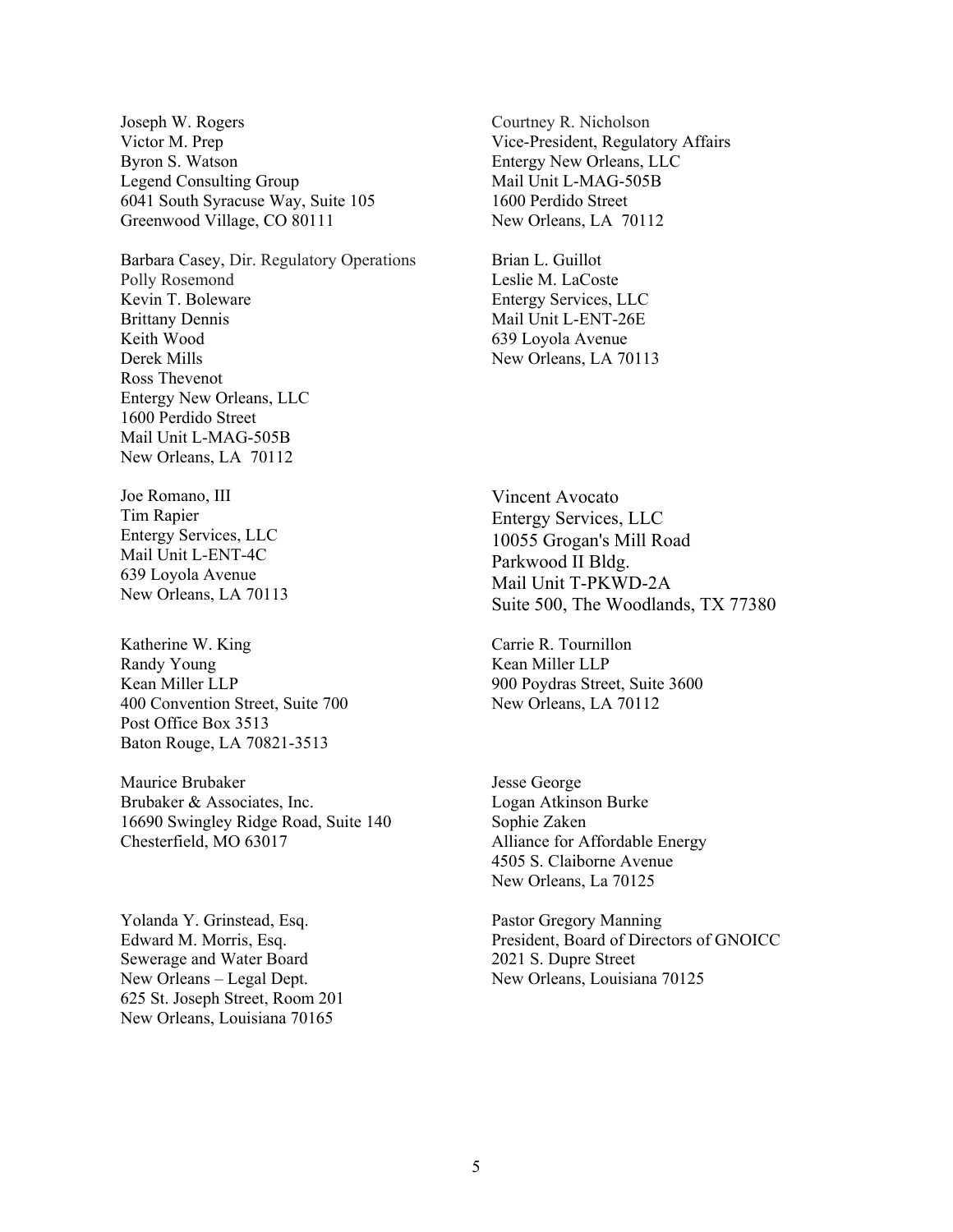Joseph W. Rogers
Victor M. Prep
Byron S. Watson
Legend Consulting Group
6041 South Syracuse Way, Suite 105
Greenwood Village, CO 80111

Courtney R. Nicholson
Vice-President, Regulatory Affairs
Entergy New Orleans, LLC
Mail Unit L-MAG-505B
1600 Perdido Street
New Orleans, LA 70112

Barbara Casey, Dir. Regulatory Operations
Polly Rosemond
Kevin T. Boleware
Brittany Dennis
Keith Wood
Derek Mills
Ross Thevenot
Entergy New Orleans, LLC
1600 Perdido Street
Mail Unit L-MAG-505B
New Orleans, LA 70112

Brian L. Guillot
Leslie M. LaCoste
Entergy Services, LLC
Mail Unit L-ENT-26E
639 Loyola Avenue
New Orleans, LA 70113

Joe Romano, III
Tim Rapier
Entergy Services, LLC
Mail Unit L-ENT-4C
639 Loyola Avenue
New Orleans, LA 70113

Vincent Avocato
Entergy Services, LLC
10055 Grogan's Mill Road
Parkwood II Bldg.
Mail Unit T-PKWD-2A
Suite 500, The Woodlands, TX 77380

Katherine W. King
Randy Young
Kean Miller LLP
400 Convention Street, Suite 700
Post Office Box 3513
Baton Rouge, LA 70821-3513

Carrie R. Tournillon
Kean Miller LLP
900 Poydras Street, Suite 3600
New Orleans, LA 70112

Maurice Brubaker
Brubaker & Associates, Inc.
16690 Swingley Ridge Road, Suite 140
Chesterfield, MO 63017

Jesse George
Logan Atkinson Burke
Sophie Zaken
Alliance for Affordable Energy
4505 S. Claiborne Avenue
New Orleans, La 70125

Yolanda Y. Grinstead, Esq.
Edward M. Morris, Esq.
Sewerage and Water Board
New Orleans – Legal Dept.
625 St. Joseph Street, Room 201
New Orleans, Louisiana 70165

Pastor Gregory Manning
President, Board of Directors of GNOICC
2021 S. Dupre Street
New Orleans, Louisiana 70125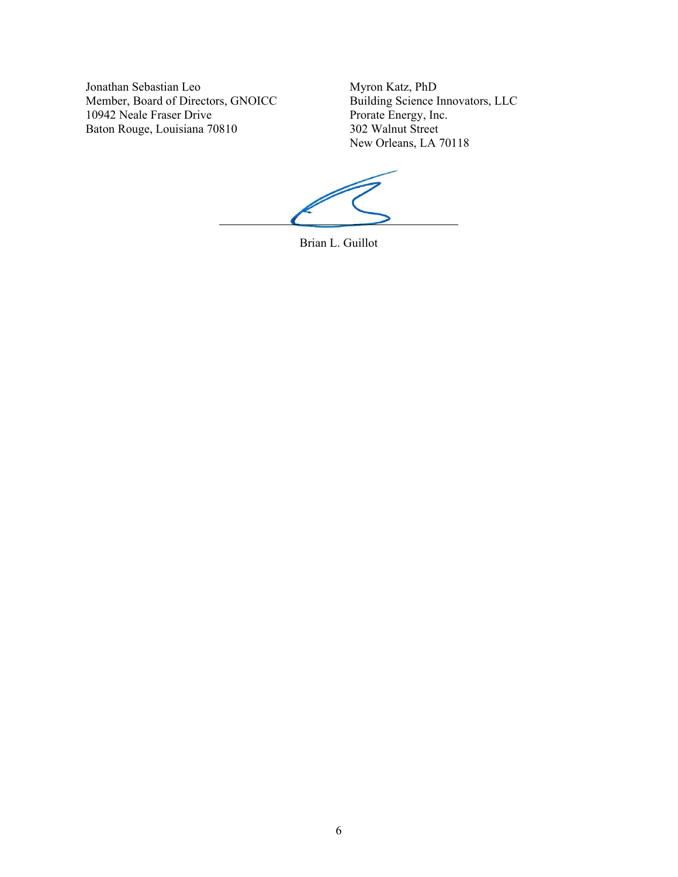Jonathan Sebastian Leo
Member, Board of Directors, GNOICC
10942 Neale Fraser Drive
Baton Rouge, Louisiana 70810

Myron Katz, PhD
Building Science Innovators, LLC
Prorate Energy, Inc.
302 Walnut Street
New Orleans, LA 70118

\_\_\_\_\_\_\_\_\_\_\_\_\_\_\_\_\_\_\_\_\_\_\_\_\_\_\_\_\_\_\_\_\_\_\_\_\_\_\_\_

Brian L. Guillot